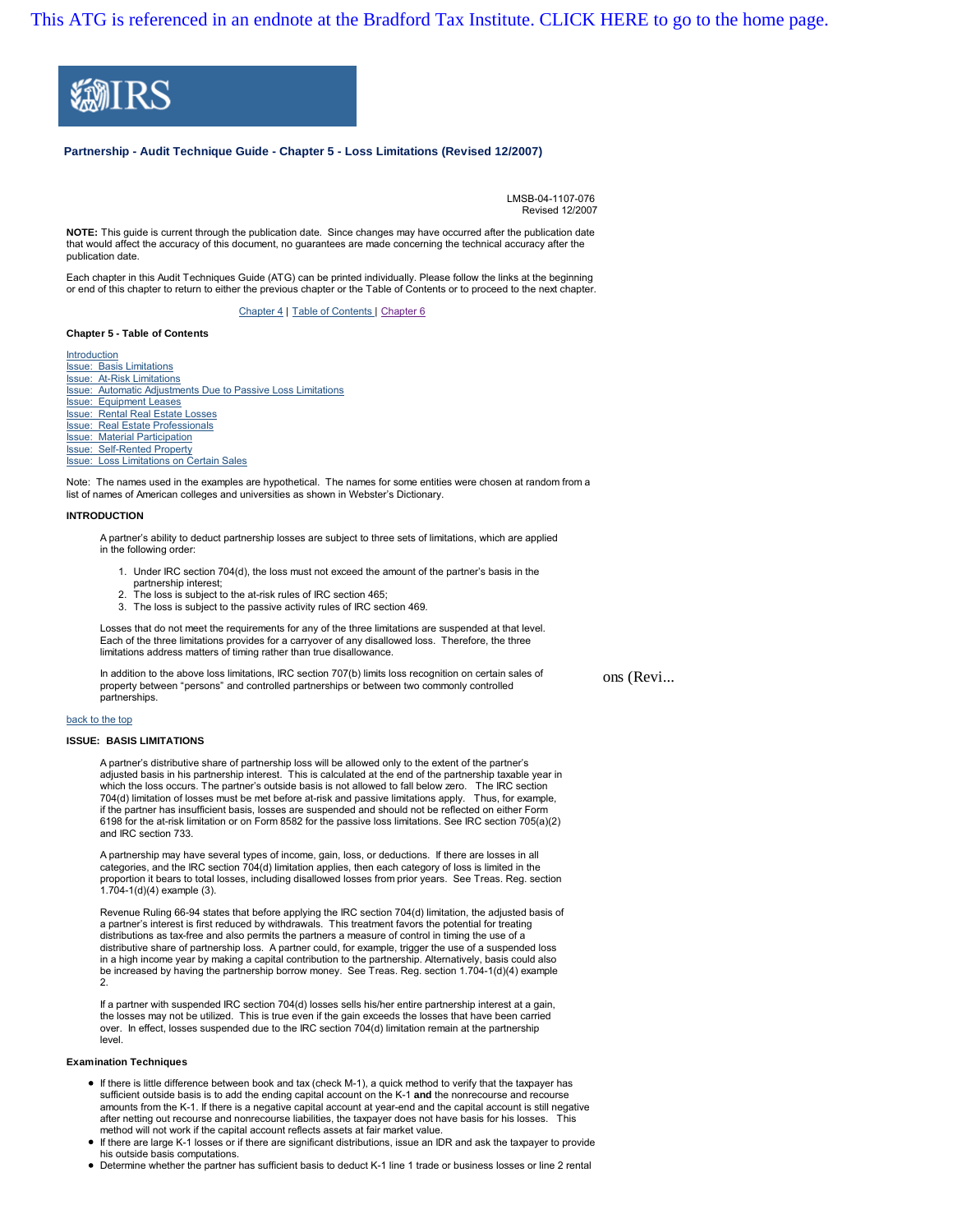This ATG is referenced in an endnote at the Bradford Tax Institute. CLICK HERE to go to the home page.

IRS

**Partnership - Audit Technique Guide - Chapter 5 - Loss Limitations (Revised 12/2007)**

LMSB-04-1107-076
Revised 12/2007

**NOTE:** This guide is current through the publication date. Since changes may have occurred after the publication date that would affect the accuracy of this document, no guarantees are made concerning the technical accuracy after the publication date.

Each chapter in this Audit Techniques Guide (ATG) can be printed individually. Please follow the links at the beginning or end of this chapter to return to either the previous chapter or the Table of Contents or to proceed to the next chapter.

Chapter 4 | Table of Contents | Chapter 6

**Chapter 5 - Table of Contents**

- Introduction
- Issue: Basis Limitations
- Issue: At-Risk Limitations
- Issue: Automatic Adjustments Due to Passive Loss Limitations
- Issue: Equipment Leases
- Issue: Rental Real Estate Losses
- Issue: Real Estate Professionals
- Issue: Material Participation
- Issue: Self-Rented Property
- Issue: Loss Limitations on Certain Sales

Note: The names used in the examples are hypothetical. The names for some entities were chosen at random from a list of names of American colleges and universities as shown in Webster's Dictionary.

**INTRODUCTION**

A partner's ability to deduct partnership losses are subject to three sets of limitations, which are applied in the following order:

1. Under IRC section 704(d), the loss must not exceed the amount of the partner's basis in the partnership interest;
2. The loss is subject to the at-risk rules of IRC section 465;
3. The loss is subject to the passive activity rules of IRC section 469.

Losses that do not meet the requirements for any of the three limitations are suspended at that level. Each of the three limitations provides for a carryover of any disallowed loss. Therefore, the three limitations address matters of timing rather than true disallowance.

In addition to the above loss limitations, IRC section 707(b) limits loss recognition on certain sales of property between "persons" and controlled partnerships or between two commonly controlled partnerships.

back to the top

**ISSUE: BASIS LIMITATIONS**

A partner's distributive share of partnership loss will be allowed only to the extent of the partner's adjusted basis in his partnership interest. This is calculated at the end of the partnership taxable year in which the loss occurs. The partner's outside basis is not allowed to fall below zero. The IRC section 704(d) limitation of losses must be met before at-risk and passive limitations apply. Thus, for example, if the partner has insufficient basis, losses are suspended and should not be reflected on either Form 6198 for the at-risk limitation or on Form 8582 for the passive loss limitations. See IRC section 705(a)(2) and IRC section 733.

A partnership may have several types of income, gain, loss, or deductions. If there are losses in all categories, and the IRC section 704(d) limitation applies, then each category of loss is limited in the proportion it bears to total losses, including disallowed losses from prior years. See Treas. Reg. section 1.704-1(d)(4) example (3).

Revenue Ruling 66-94 states that before applying the IRC section 704(d) limitation, the adjusted basis of a partner's interest is first reduced by withdrawals. This treatment favors the potential for treating distributions as tax-free and also permits the partners a measure of control in timing the use of a distributive share of partnership loss. A partner could, for example, trigger the use of a suspended loss in a high income year by making a capital contribution to the partnership. Alternatively, basis could also be increased by having the partnership borrow money. See Treas. Reg. section 1.704-1(d)(4) example 2.

If a partner with suspended IRC section 704(d) losses sells his/her entire partnership interest at a gain, the losses may not be utilized. This is true even if the gain exceeds the losses that have been carried over. In effect, losses suspended due to the IRC section 704(d) limitation remain at the partnership level.

**Examination Techniques**

- If there is little difference between book and tax (check M-1), a quick method to verify that the taxpayer has sufficient outside basis is to add the ending capital account on the K-1 **and** the nonrecourse and recourse amounts from the K-1. If there is a negative capital account at year-end and the capital account is still negative after netting out recourse and nonrecourse liabilities, the taxpayer does not have basis for his losses. This method will not work if the capital account reflects assets at fair market value.
- If there are large K-1 losses or if there are significant distributions, issue an IDR and ask the taxpayer to provide his outside basis computations.
- Determine whether the partner has sufficient basis to deduct K-1 line 1 trade or business losses or line 2 rental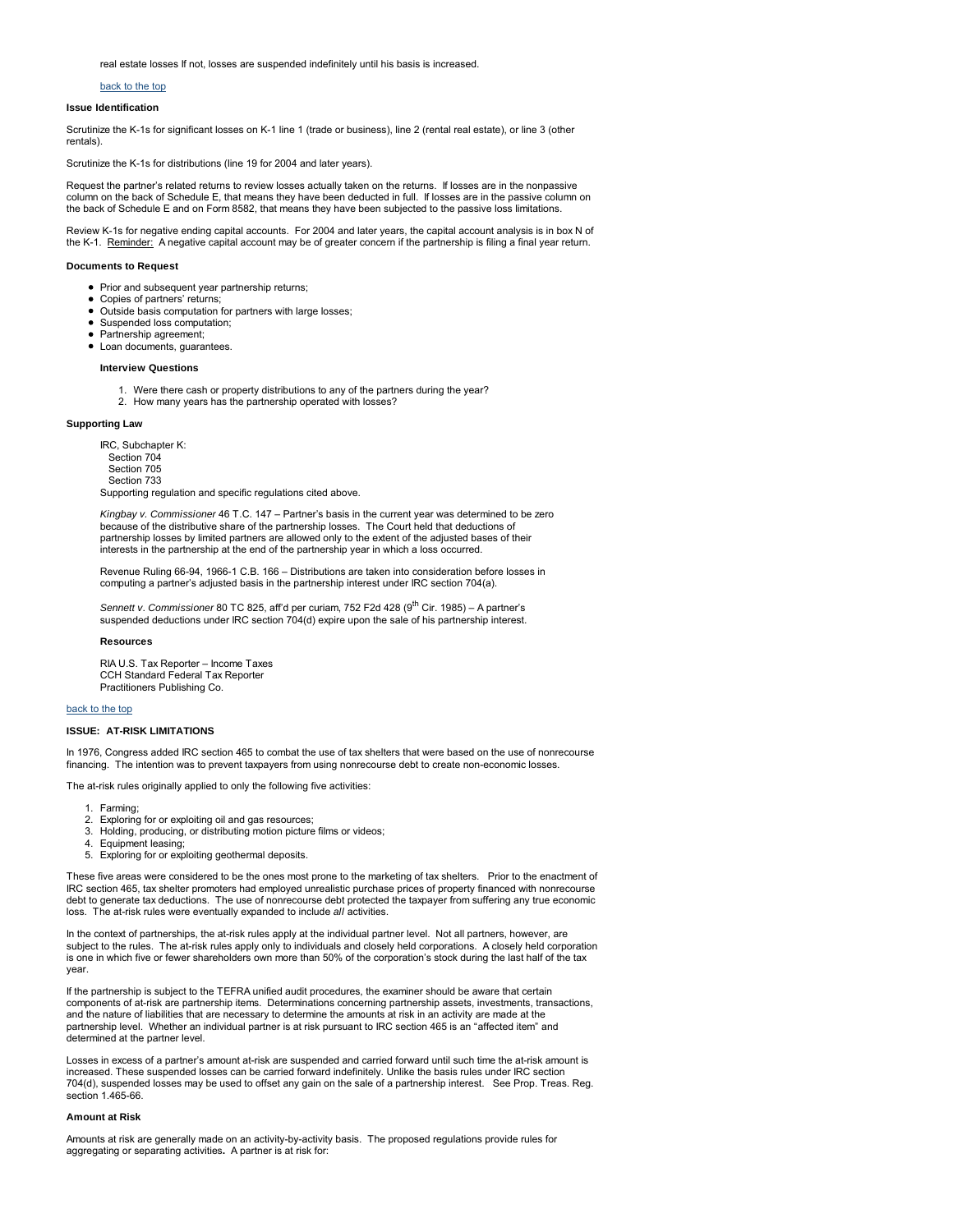real estate losses If not, losses are suspended indefinitely until his basis is increased.

back to the top

**Issue Identification**

Scrutinize the K-1s for significant losses on K-1 line 1 (trade or business), line 2 (rental real estate), or line 3 (other rentals).

Scrutinize the K-1s for distributions (line 19 for 2004 and later years).

Request the partner's related returns to review losses actually taken on the returns. If losses are in the nonpassive column on the back of Schedule E, that means they have been deducted in full. If losses are in the passive column on the back of Schedule E and on Form 8582, that means they have been subjected to the passive loss limitations.

Review K-1s for negative ending capital accounts. For 2004 and later years, the capital account analysis is in box N of the K-1. Reminder: A negative capital account may be of greater concern if the partnership is filing a final year return.

**Documents to Request**

- Prior and subsequent year partnership returns;
- Copies of partners' returns;
- Outside basis computation for partners with large losses;
- Suspended loss computation;
- Partnership agreement;
- Loan documents, guarantees.

**Interview Questions**

1. Were there cash or property distributions to any of the partners during the year?
2. How many years has the partnership operated with losses?

**Supporting Law**

IRC, Subchapter K:
Section 704
Section 705
Section 733
Supporting regulation and specific regulations cited above.

*Kingbay v. Commissioner* 46 T.C. 147 – Partner's basis in the current year was determined to be zero because of the distributive share of the partnership losses. The Court held that deductions of partnership losses by limited partners are allowed only to the extent of the adjusted bases of their interests in the partnership at the end of the partnership year in which a loss occurred.

Revenue Ruling 66-94, 1966-1 C.B. 166 – Distributions are taken into consideration before losses in computing a partner's adjusted basis in the partnership interest under IRC section 704(a).

*Sennett v. Commissioner* 80 TC 825, aff'd per curiam, 752 F2d 428 (9th Cir. 1985) – A partner's suspended deductions under IRC section 704(d) expire upon the sale of his partnership interest.

**Resources**

RIA U.S. Tax Reporter – Income Taxes
CCH Standard Federal Tax Reporter
Practitioners Publishing Co.

back to the top

**ISSUE: AT-RISK LIMITATIONS**

In 1976, Congress added IRC section 465 to combat the use of tax shelters that were based on the use of nonrecourse financing. The intention was to prevent taxpayers from using nonrecourse debt to create non-economic losses.

The at-risk rules originally applied to only the following five activities:

1. Farming;
2. Exploring for or exploiting oil and gas resources;
3. Holding, producing, or distributing motion picture films or videos;
4. Equipment leasing;
5. Exploring for or exploiting geothermal deposits.

These five areas were considered to be the ones most prone to the marketing of tax shelters. Prior to the enactment of IRC section 465, tax shelter promoters had employed unrealistic purchase prices of property financed with nonrecourse debt to generate tax deductions. The use of nonrecourse debt protected the taxpayer from suffering any true economic loss. The at-risk rules were eventually expanded to include *all* activities.

In the context of partnerships, the at-risk rules apply at the individual partner level. Not all partners, however, are subject to the rules. The at-risk rules apply only to individuals and closely held corporations. A closely held corporation is one in which five or fewer shareholders own more than 50% of the corporation's stock during the last half of the tax year.

If the partnership is subject to the TEFRA unified audit procedures, the examiner should be aware that certain components of at-risk are partnership items. Determinations concerning partnership assets, investments, transactions, and the nature of liabilities that are necessary to determine the amounts at risk in an activity are made at the partnership level. Whether an individual partner is at risk pursuant to IRC section 465 is an "affected item" and determined at the partner level.

Losses in excess of a partner's amount at-risk are suspended and carried forward until such time the at-risk amount is increased. These suspended losses can be carried forward indefinitely. Unlike the basis rules under IRC section 704(d), suspended losses may be used to offset any gain on the sale of a partnership interest. See Prop. Treas. Reg. section 1.465-66.

**Amount at Risk**

Amounts at risk are generally made on an activity-by-activity basis. The proposed regulations provide rules for aggregating or separating activities**.** A partner is at risk for: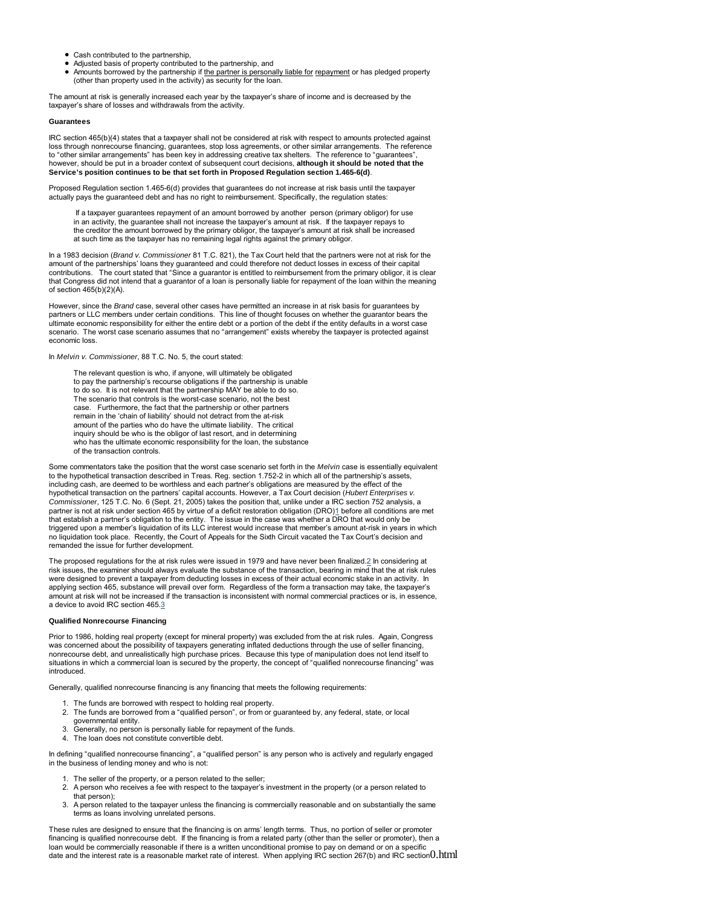- Cash contributed to the partnership,
- Adjusted basis of property contributed to the partnership, and
- Amounts borrowed by the partnership if the partner is personally liable for repayment or has pledged property (other than property used in the activity) as security for the loan.

The amount at risk is generally increased each year by the taxpayer's share of income and is decreased by the taxpayer's share of losses and withdrawals from the activity.

**Guarantees**

IRC section 465(b)(4) states that a taxpayer shall not be considered at risk with respect to amounts protected against loss through nonrecourse financing, guarantees, stop loss agreements, or other similar arrangements. The reference to "other similar arrangements" has been key in addressing creative tax shelters. The reference to "guarantees", however, should be put in a broader context of subsequent court decisions, **although it should be noted that the Service's position continues to be that set forth in Proposed Regulation section 1.465-6(d)**.

Proposed Regulation section 1.465-6(d) provides that guarantees do not increase at risk basis until the taxpayer actually pays the guaranteed debt and has no right to reimbursement. Specifically, the regulation states:

> If a taxpayer guarantees repayment of an amount borrowed by another person (primary obligor) for use in an activity, the guarantee shall not increase the taxpayer's amount at risk. If the taxpayer repays to the creditor the amount borrowed by the primary obligor, the taxpayer's amount at risk shall be increased at such time as the taxpayer has no remaining legal rights against the primary obligor.

In a 1983 decision (*Brand v. Commissioner* 81 T.C. 821), the Tax Court held that the partners were not at risk for the amount of the partnerships' loans they guaranteed and could therefore not deduct losses in excess of their capital contributions. The court stated that "Since a guarantor is entitled to reimbursement from the primary obligor, it is clear that Congress did not intend that a guarantor of a loan is personally liable for repayment of the loan within the meaning of section 465(b)(2)(A).

However, since the *Brand* case, several other cases have permitted an increase in at risk basis for guarantees by partners or LLC members under certain conditions. This line of thought focuses on whether the guarantor bears the ultimate economic responsibility for either the entire debt or a portion of the debt if the entity defaults in a worst case scenario. The worst case scenario assumes that no "arrangement" exists whereby the taxpayer is protected against economic loss.

In *Melvin v. Commissioner*, 88 T.C. No. 5, the court stated:

> The relevant question is who, if anyone, will ultimately be obligated to pay the partnership's recourse obligations if the partnership is unable to do so. It is not relevant that the partnership MAY be able to do so. The scenario that controls is the worst-case scenario, not the best case. Furthermore, the fact that the partnership or other partners remain in the 'chain of liability' should not detract from the at-risk amount of the parties who do have the ultimate liability. The critical inquiry should be who is the obligor of last resort, and in determining who has the ultimate economic responsibility for the loan, the substance of the transaction controls.

Some commentators take the position that the worst case scenario set forth in the *Melvin* case is essentially equivalent to the hypothetical transaction described in Treas. Reg. section 1.752-2 in which all of the partnership's assets, including cash, are deemed to be worthless and each partner's obligations are measured by the effect of the hypothetical transaction on the partners' capital accounts. However, a Tax Court decision (*Hubert Enterprises v. Commissioner*, 125 T.C. No. 6 (Sept. 21, 2005) takes the position that, unlike under a IRC section 752 analysis, a partner is not at risk under section 465 by virtue of a deficit restoration obligation (DRO)[1] before all conditions are met that establish a partner's obligation to the entity. The issue in the case was whether a DRO that would only be triggered upon a member's liquidation of its LLC interest would increase that member's amount at-risk in years in which no liquidation took place. Recently, the Court of Appeals for the Sixth Circuit vacated the Tax Court's decision and remanded the issue for further development.

The proposed regulations for the at risk rules were issued in 1979 and have never been finalized.[2] In considering at risk issues, the examiner should always evaluate the substance of the transaction, bearing in mind that the at risk rules were designed to prevent a taxpayer from deducting losses in excess of their actual economic stake in an activity. In applying section 465, substance will prevail over form. Regardless of the form a transaction may take, the taxpayer's amount at risk will not be increased if the transaction is inconsistent with normal commercial practices or is, in essence, a device to avoid IRC section 465.[3]

**Qualified Nonrecourse Financing**

Prior to 1986, holding real property (except for mineral property) was excluded from the at risk rules. Again, Congress was concerned about the possibility of taxpayers generating inflated deductions through the use of seller financing, nonrecourse debt, and unrealistically high purchase prices. Because this type of manipulation does not lend itself to situations in which a commercial loan is secured by the property, the concept of "qualified nonrecourse financing" was introduced.

Generally, qualified nonrecourse financing is any financing that meets the following requirements:

1. The funds are borrowed with respect to holding real property.
2. The funds are borrowed from a "qualified person", or from or guaranteed by, any federal, state, or local governmental entity.
3. Generally, no person is personally liable for repayment of the funds.
4. The loan does not constitute convertible debt.

In defining "qualified nonrecourse financing", a "qualified person" is any person who is actively and regularly engaged in the business of lending money and who is not:

1. The seller of the property, or a person related to the seller;
2. A person who receives a fee with respect to the taxpayer's investment in the property (or a person related to that person);
3. A person related to the taxpayer unless the financing is commercially reasonable and on substantially the same terms as loans involving unrelated persons.

These rules are designed to ensure that the financing is on arms' length terms. Thus, no portion of seller or promoter financing is qualified nonrecourse debt. If the financing is from a related party (other than the seller or promoter), then a loan would be commercially reasonable if there is a written unconditional promise to pay on demand or on a specific date and the interest rate is a reasonable market rate of interest. When applying IRC section 267(b) and IRC section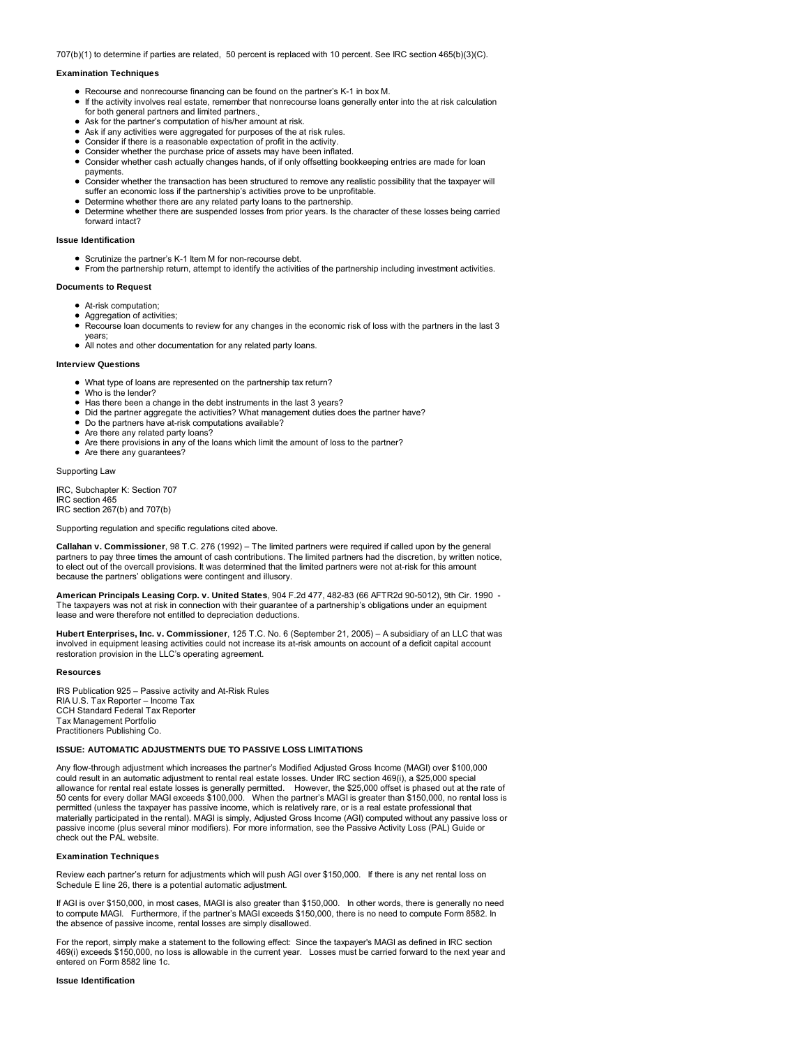707(b)(1) to determine if parties are related, 50 percent is replaced with 10 percent. See IRC section 465(b)(3)(C).

**Examination Techniques**

- Recourse and nonrecourse financing can be found on the partner's K-1 in box M.
- If the activity involves real estate, remember that nonrecourse loans generally enter into the at risk calculation for both general partners and limited partners.
- Ask for the partner's computation of his/her amount at risk.
- Ask if any activities were aggregated for purposes of the at risk rules.
- Consider if there is a reasonable expectation of profit in the activity.
- Consider whether the purchase price of assets may have been inflated.
- Consider whether cash actually changes hands, of if only offsetting bookkeeping entries are made for loan payments.
- Consider whether the transaction has been structured to remove any realistic possibility that the taxpayer will suffer an economic loss if the partnership's activities prove to be unprofitable.
- Determine whether there are any related party loans to the partnership.
- Determine whether there are suspended losses from prior years. Is the character of these losses being carried forward intact?

**Issue Identification**

- Scrutinize the partner's K-1 Item M for non-recourse debt.
- From the partnership return, attempt to identify the activities of the partnership including investment activities.

**Documents to Request**

- At-risk computation;
- Aggregation of activities;
- Recourse loan documents to review for any changes in the economic risk of loss with the partners in the last 3 years;
- All notes and other documentation for any related party loans.

**Interview Questions**

- What type of loans are represented on the partnership tax return?
- Who is the lender?
- Has there been a change in the debt instruments in the last 3 years?
- Did the partner aggregate the activities? What management duties does the partner have?
- Do the partners have at-risk computations available?
- Are there any related party loans?
- Are there provisions in any of the loans which limit the amount of loss to the partner?
- Are there any guarantees?

Supporting Law

IRC, Subchapter K: Section 707
IRC section 465
IRC section 267(b) and 707(b)

Supporting regulation and specific regulations cited above.

**Callahan v. Commissioner**, 98 T.C. 276 (1992) – The limited partners were required if called upon by the general partners to pay three times the amount of cash contributions. The limited partners had the discretion, by written notice, to elect out of the overcall provisions. It was determined that the limited partners were not at-risk for this amount because the partners' obligations were contingent and illusory.

**American Principals Leasing Corp. v. United States**, 904 F.2d 477, 482-83 (66 AFTR2d 90-5012), 9th Cir. 1990 - The taxpayers was not at risk in connection with their guarantee of a partnership's obligations under an equipment lease and were therefore not entitled to depreciation deductions.

**Hubert Enterprises, Inc. v. Commissioner**, 125 T.C. No. 6 (September 21, 2005) – A subsidiary of an LLC that was involved in equipment leasing activities could not increase its at-risk amounts on account of a deficit capital account restoration provision in the LLC's operating agreement.

**Resources**

IRS Publication 925 – Passive activity and At-Risk Rules
RIA U.S. Tax Reporter – Income Tax
CCH Standard Federal Tax Reporter
Tax Management Portfolio
Practitioners Publishing Co.

**ISSUE: AUTOMATIC ADJUSTMENTS DUE TO PASSIVE LOSS LIMITATIONS**

Any flow-through adjustment which increases the partner's Modified Adjusted Gross Income (MAGI) over $100,000 could result in an automatic adjustment to rental real estate losses. Under IRC section 469(i), a $25,000 special allowance for rental real estate losses is generally permitted. However, the $25,000 offset is phased out at the rate of 50 cents for every dollar MAGI exceeds $100,000. When the partner's MAGI is greater than $150,000, no rental loss is permitted (unless the taxpayer has passive income, which is relatively rare, or is a real estate professional that materially participated in the rental). MAGI is simply, Adjusted Gross Income (AGI) computed without any passive loss or passive income (plus several minor modifiers). For more information, see the Passive Activity Loss (PAL) Guide or check out the PAL website.

**Examination Techniques**

Review each partner's return for adjustments which will push AGI over $150,000. If there is any net rental loss on Schedule E line 26, there is a potential automatic adjustment.

If AGI is over $150,000, in most cases, MAGI is also greater than $150,000. In other words, there is generally no need to compute MAGI. Furthermore, if the partner's MAGI exceeds $150,000, there is no need to compute Form 8582. In the absence of passive income, rental losses are simply disallowed.

For the report, simply make a statement to the following effect: Since the taxpayer's MAGI as defined in IRC section 469(i) exceeds $150,000, no loss is allowable in the current year. Losses must be carried forward to the next year and entered on Form 8582 line 1c.

**Issue Identification**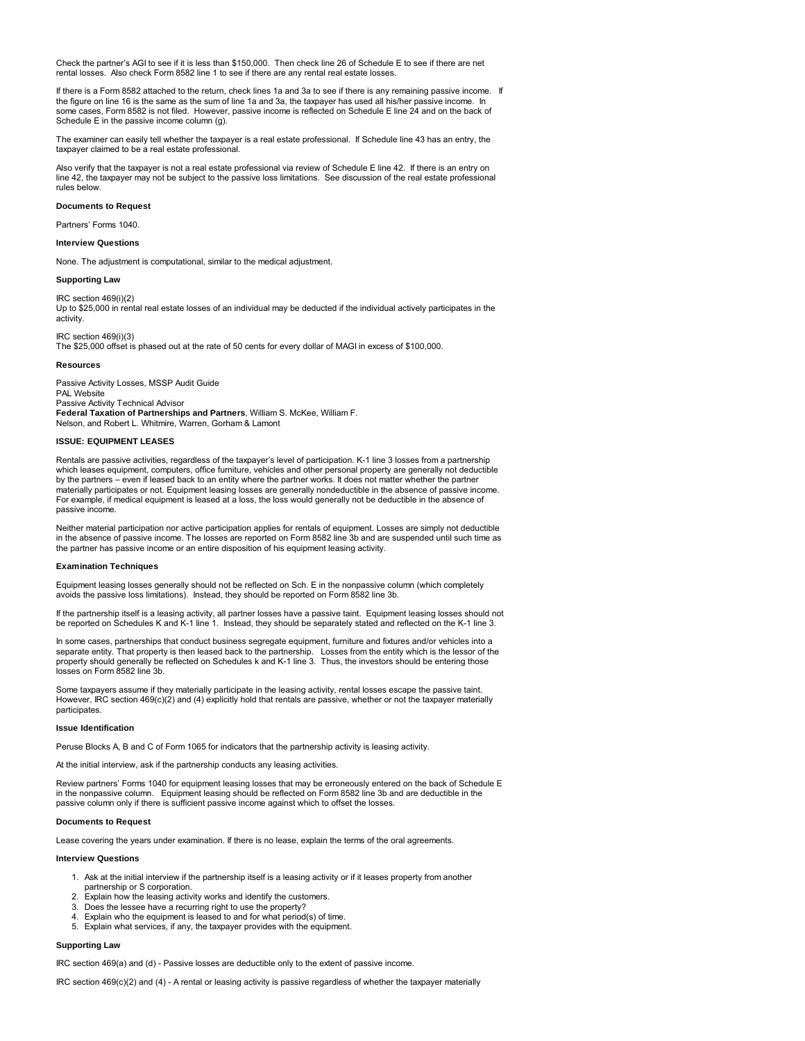Check the partner's AGI to see if it is less than $150,000. Then check line 26 of Schedule E to see if there are net rental losses. Also check Form 8582 line 1 to see if there are any rental real estate losses.

If there is a Form 8582 attached to the return, check lines 1a and 3a to see if there is any remaining passive income. If the figure on line 16 is the same as the sum of line 1a and 3a, the taxpayer has used all his/her passive income. In some cases, Form 8582 is not filed. However, passive income is reflected on Schedule E line 24 and on the back of Schedule E in the passive income column (g).

The examiner can easily tell whether the taxpayer is a real estate professional. If Schedule line 43 has an entry, the taxpayer claimed to be a real estate professional.

Also verify that the taxpayer is not a real estate professional via review of Schedule E line 42. If there is an entry on line 42, the taxpayer may not be subject to the passive loss limitations. See discussion of the real estate professional rules below.

**Documents to Request**

Partners' Forms 1040.

**Interview Questions**

None. The adjustment is computational, similar to the medical adjustment.

**Supporting Law**

IRC section 469(i)(2)
Up to $25,000 in rental real estate losses of an individual may be deducted if the individual actively participates in the activity.

IRC section 469(i)(3)
The $25,000 offset is phased out at the rate of 50 cents for every dollar of MAGI in excess of $100,000.

**Resources**

Passive Activity Losses, MSSP Audit Guide
PAL Website
Passive Activity Technical Advisor
**Federal Taxation of Partnerships and Partners**, William S. McKee, William F. Nelson, and Robert L. Whitmire, Warren, Gorham & Lamont

**ISSUE: EQUIPMENT LEASES**

Rentals are passive activities, regardless of the taxpayer's level of participation. K-1 line 3 losses from a partnership which leases equipment, computers, office furniture, vehicles and other personal property are generally not deductible by the partners – even if leased back to an entity where the partner works. It does not matter whether the partner materially participates or not. Equipment leasing losses are generally nondeductible in the absence of passive income. For example, if medical equipment is leased at a loss, the loss would generally not be deductible in the absence of passive income.

Neither material participation nor active participation applies for rentals of equipment. Losses are simply not deductible in the absence of passive income. The losses are reported on Form 8582 line 3b and are suspended until such time as the partner has passive income or an entire disposition of his equipment leasing activity.

**Examination Techniques**

Equipment leasing losses generally should not be reflected on Sch. E in the nonpassive column (which completely avoids the passive loss limitations). Instead, they should be reported on Form 8582 line 3b.

If the partnership itself is a leasing activity, all partner losses have a passive taint. Equipment leasing losses should not be reported on Schedules K and K-1 line 1. Instead, they should be separately stated and reflected on the K-1 line 3.

In some cases, partnerships that conduct business segregate equipment, furniture and fixtures and/or vehicles into a separate entity. That property is then leased back to the partnership. Losses from the entity which is the lessor of the property should generally be reflected on Schedules k and K-1 line 3. Thus, the investors should be entering those losses on Form 8582 line 3b.

Some taxpayers assume if they materially participate in the leasing activity, rental losses escape the passive taint. However, IRC section 469(c)(2) and (4) explicitly hold that rentals are passive, whether or not the taxpayer materially participates.

**Issue Identification**

Peruse Blocks A, B and C of Form 1065 for indicators that the partnership activity is leasing activity.

At the initial interview, ask if the partnership conducts any leasing activities.

Review partners' Forms 1040 for equipment leasing losses that may be erroneously entered on the back of Schedule E in the nonpassive column. Equipment leasing should be reflected on Form 8582 line 3b and are deductible in the passive column only if there is sufficient passive income against which to offset the losses.

**Documents to Request**

Lease covering the years under examination. If there is no lease, explain the terms of the oral agreements.

**Interview Questions**

1. Ask at the initial interview if the partnership itself is a leasing activity or if it leases property from another partnership or S corporation.
2. Explain how the leasing activity works and identify the customers.
3. Does the lessee have a recurring right to use the property?
4. Explain who the equipment is leased to and for what period(s) of time.
5. Explain what services, if any, the taxpayer provides with the equipment.

**Supporting Law**

IRC section 469(a) and (d) - Passive losses are deductible only to the extent of passive income.

IRC section 469(c)(2) and (4) - A rental or leasing activity is passive regardless of whether the taxpayer materially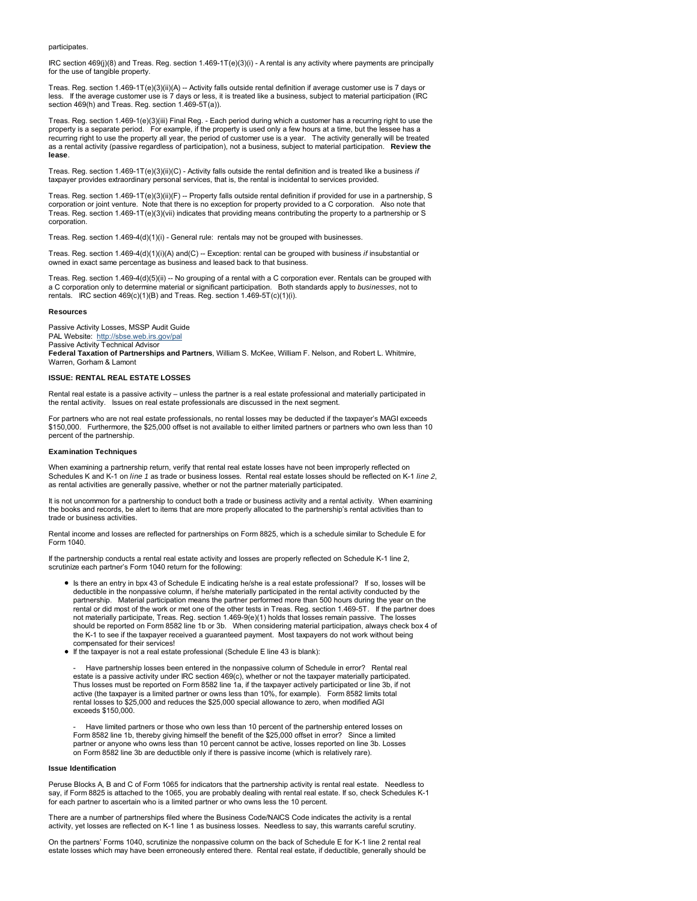participates.

IRC section 469(j)(8) and Treas. Reg. section 1.469-1T(e)(3)(i) - A rental is any activity where payments are principally for the use of tangible property.

Treas. Reg. section 1.469-1T(e)(3)(ii)(A) -- Activity falls outside rental definition if average customer use is 7 days or less. If the average customer use is 7 days or less, it is treated like a business, subject to material participation (IRC section 469(h) and Treas. Reg. section 1.469-5T(a)).

Treas. Reg. section 1.469-1(e)(3)(iii) Final Reg. - Each period during which a customer has a recurring right to use the property is a separate period. For example, if the property is used only a few hours at a time, but the lessee has a recurring right to use the property all year, the period of customer use is a year. The activity generally will be treated as a rental activity (passive regardless of participation), not a business, subject to material participation. **Review the lease**.

Treas. Reg. section 1.469-1T(e)(3)(ii)(C) - Activity falls outside the rental definition and is treated like a business *if* taxpayer provides extraordinary personal services, that is, the rental is incidental to services provided.

Treas. Reg. section 1.469-1T(e)(3)(ii)(F) -- Property falls outside rental definition if provided for use in a partnership, S corporation or joint venture. Note that there is no exception for property provided to a C corporation. Also note that Treas. Reg. section 1.469-1T(e)(3)(vii) indicates that providing means contributing the property to a partnership or S corporation.

Treas. Reg. section 1.469-4(d)(1)(i) - General rule: rentals may not be grouped with businesses.

Treas. Reg. section 1.469-4(d)(1)(i)(A) and(C) -- Exception: rental can be grouped with business *if* insubstantial or owned in exact same percentage as business and leased back to that business.

Treas. Reg. section 1.469-4(d)(5)(ii) -- No grouping of a rental with a C corporation ever. Rentals can be grouped with a C corporation only to determine material or significant participation. Both standards apply to *businesses*, not to rentals. IRC section 469(c)(1)(B) and Treas. Reg. section 1.469-5T(c)(1)(i).

#### Resources

Passive Activity Losses, MSSP Audit Guide
PAL Website: http://sbse.web.irs.gov/pal
Passive Activity Technical Advisor
**Federal Taxation of Partnerships and Partners**, William S. McKee, William F. Nelson, and Robert L. Whitmire, Warren, Gorham & Lamont

### ISSUE: RENTAL REAL ESTATE LOSSES

Rental real estate is a passive activity – unless the partner is a real estate professional and materially participated in the rental activity. Issues on real estate professionals are discussed in the next segment.

For partners who are not real estate professionals, no rental losses may be deducted if the taxpayer's MAGI exceeds $150,000. Furthermore, the $25,000 offset is not available to either limited partners or partners who own less than 10 percent of the partnership.

#### Examination Techniques

When examining a partnership return, verify that rental real estate losses have not been improperly reflected on Schedules K and K-1 on *line 1* as trade or business losses. Rental real estate losses should be reflected on K-1 *line 2*, as rental activities are generally passive, whether or not the partner materially participated.

It is not uncommon for a partnership to conduct both a trade or business activity and a rental activity. When examining the books and records, be alert to items that are more properly allocated to the partnership's rental activities than to trade or business activities.

Rental income and losses are reflected for partnerships on Form 8825, which is a schedule similar to Schedule E for Form 1040.

If the partnership conducts a rental real estate activity and losses are properly reflected on Schedule K-1 line 2, scrutinize each partner's Form 1040 return for the following:

- Is there an entry in bpx 43 of Schedule E indicating he/she is a real estate professional? If so, losses will be deductible in the nonpassive column, if he/she materially participated in the rental activity conducted by the partnership. Material participation means the partner performed more than 500 hours during the year on the rental or did most of the work or met one of the other tests in Treas. Reg. section 1.469-5T. If the partner does not materially participate, Treas. Reg. section 1.469-9(e)(1) holds that losses remain passive. The losses should be reported on Form 8582 line 1b or 3b. When considering material participation, always check box 4 of the K-1 to see if the taxpayer received a guaranteed payment. Most taxpayers do not work without being compensated for their services!
- If the taxpayer is not a real estate professional (Schedule E line 43 is blank):

  - Have partnership losses been entered in the nonpassive column of Schedule in error? Rental real estate is a passive activity under IRC section 469(c), whether or not the taxpayer materially participated. Thus losses must be reported on Form 8582 line 1a, if the taxpayer actively participated or line 3b, if not active (the taxpayer is a limited partner or owns less than 10%, for example). Form 8582 limits total rental losses to $25,000 and reduces the $25,000 special allowance to zero, when modified AGI exceeds $150,000.

  - Have limited partners or those who own less than 10 percent of the partnership entered losses on Form 8582 line 1b, thereby giving himself the benefit of the $25,000 offset in error? Since a limited partner or anyone who owns less than 10 percent cannot be active, losses reported on line 3b. Losses on Form 8582 line 3b are deductible only if there is passive income (which is relatively rare).

#### Issue Identification

Peruse Blocks A, B and C of Form 1065 for indicators that the partnership activity is rental real estate. Needless to say, if Form 8825 is attached to the 1065, you are probably dealing with rental real estate. If so, check Schedules K-1 for each partner to ascertain who is a limited partner or who owns less the 10 percent.

There are a number of partnerships filed where the Business Code/NAICS Code indicates the activity is a rental activity, yet losses are reflected on K-1 line 1 as business losses. Needless to say, this warrants careful scrutiny.

On the partners' Forms 1040, scrutinize the nonpassive column on the back of Schedule E for K-1 line 2 rental real estate losses which may have been erroneously entered there. Rental real estate, if deductible, generally should be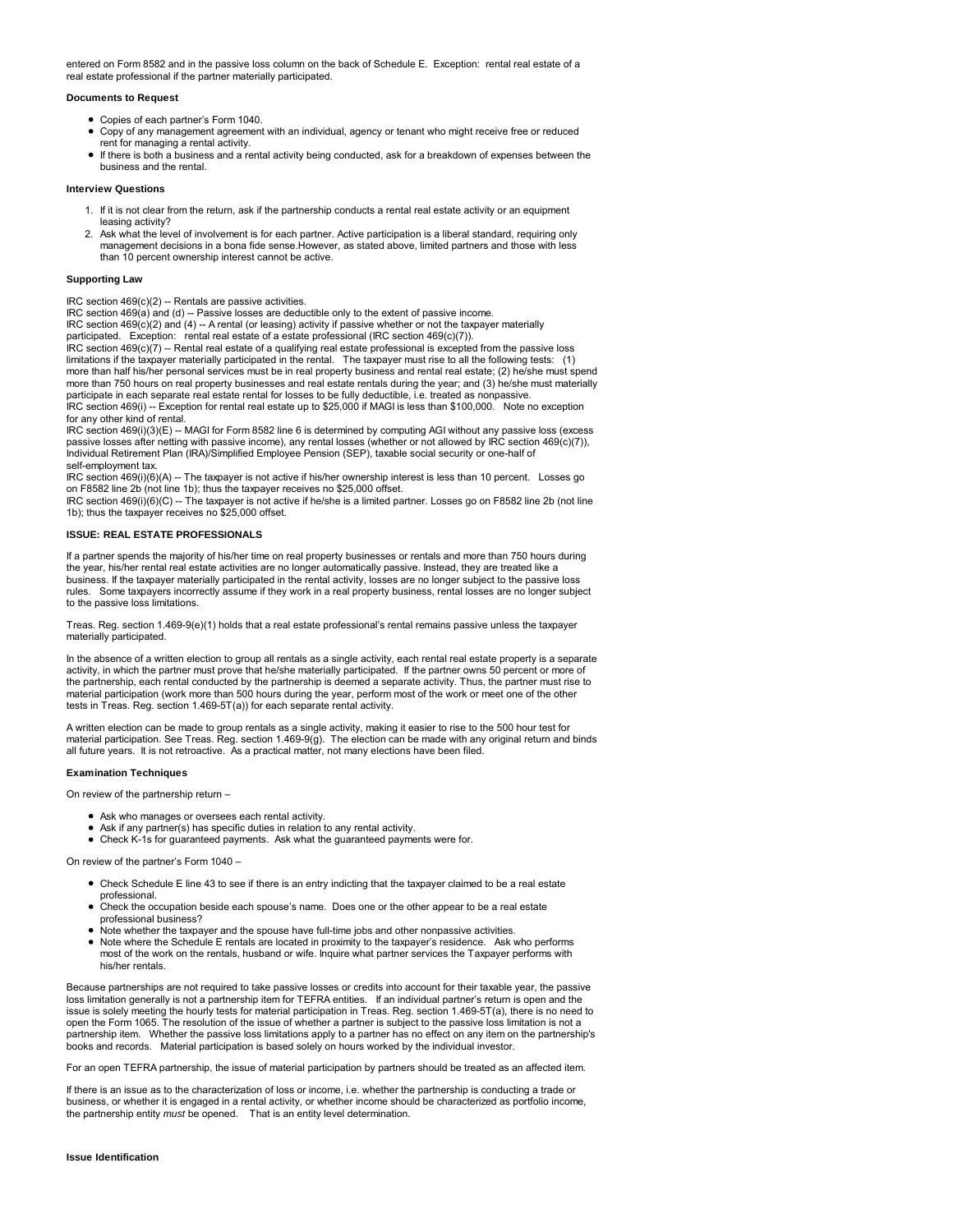entered on Form 8582 and in the passive loss column on the back of Schedule E. Exception: rental real estate of a real estate professional if the partner materially participated.

**Documents to Request**

- Copies of each partner's Form 1040.
- Copy of any management agreement with an individual, agency or tenant who might receive free or reduced rent for managing a rental activity.
- If there is both a business and a rental activity being conducted, ask for a breakdown of expenses between the business and the rental.

**Interview Questions**

1. If it is not clear from the return, ask if the partnership conducts a rental real estate activity or an equipment leasing activity?
2. Ask what the level of involvement is for each partner. Active participation is a liberal standard, requiring only management decisions in a bona fide sense.However, as stated above, limited partners and those with less than 10 percent ownership interest cannot be active.

**Supporting Law**

IRC section 469(c)(2) -- Rentals are passive activities.
IRC section 469(a) and (d) -- Passive losses are deductible only to the extent of passive income.
IRC section 469(c)(2) and (4) -- A rental (or leasing) activity if passive whether or not the taxpayer materially participated. Exception: rental real estate of a estate professional (IRC section 469(c)(7)).
IRC section 469(c)(7) -- Rental real estate of a qualifying real estate professional is excepted from the passive loss limitations if the taxpayer materially participated in the rental. The taxpayer must rise to all the following tests: (1) more than half his/her personal services must be in real property business and rental real estate; (2) he/she must spend more than 750 hours on real property businesses and real estate rentals during the year; and (3) he/she must materially participate in each separate real estate rental for losses to be fully deductible, i.e. treated as nonpassive.
IRC section 469(i) -- Exception for rental real estate up to $25,000 if MAGI is less than $100,000. Note no exception for any other kind of rental.
IRC section 469(i)(3)(E) -- MAGI for Form 8582 line 6 is determined by computing AGI without any passive loss (excess passive losses after netting with passive income), any rental losses (whether or not allowed by IRC section 469(c)(7)), Individual Retirement Plan (IRA)/Simplified Employee Pension (SEP), taxable social security or one-half of self-employment tax.
IRC section 469(i)(6)(A) -- The taxpayer is not active if his/her ownership interest is less than 10 percent. Losses go on F8582 line 2b (not line 1b); thus the taxpayer receives no $25,000 offset.
IRC section 469(i)(6)(C) -- The taxpayer is not active if he/she is a limited partner. Losses go on F8582 line 2b (not line 1b); thus the taxpayer receives no $25,000 offset.

**ISSUE: REAL ESTATE PROFESSIONALS**

If a partner spends the majority of his/her time on real property businesses or rentals and more than 750 hours during the year, his/her rental real estate activities are no longer automatically passive. Instead, they are treated like a business. If the taxpayer materially participated in the rental activity, losses are no longer subject to the passive loss rules. Some taxpayers incorrectly assume if they work in a real property business, rental losses are no longer subject to the passive loss limitations.

Treas. Reg. section 1.469-9(e)(1) holds that a real estate professional's rental remains passive unless the taxpayer materially participated.

In the absence of a written election to group all rentals as a single activity, each rental real estate property is a separate activity, in which the partner must prove that he/she materially participated. If the partner owns 50 percent or more of the partnership, each rental conducted by the partnership is deemed a separate activity. Thus, the partner must rise to material participation (work more than 500 hours during the year, perform most of the work or meet one of the other tests in Treas. Reg. section 1.469-5T(a)) for each separate rental activity.

A written election can be made to group rentals as a single activity, making it easier to rise to the 500 hour test for material participation. See Treas. Reg. section 1.469-9(g). The election can be made with any original return and binds all future years. It is not retroactive. As a practical matter, not many elections have been filed.

**Examination Techniques**

On review of the partnership return –

- Ask who manages or oversees each rental activity.
- Ask if any partner(s) has specific duties in relation to any rental activity.
- Check K-1s for guaranteed payments. Ask what the guaranteed payments were for.

On review of the partner's Form 1040 –

- Check Schedule E line 43 to see if there is an entry indicting that the taxpayer claimed to be a real estate professional.
- Check the occupation beside each spouse's name. Does one or the other appear to be a real estate professional business?
- Note whether the taxpayer and the spouse have full-time jobs and other nonpassive activities.
- Note where the Schedule E rentals are located in proximity to the taxpayer's residence. Ask who performs most of the work on the rentals, husband or wife. Inquire what partner services the Taxpayer performs with his/her rentals.

Because partnerships are not required to take passive losses or credits into account for their taxable year, the passive loss limitation generally is not a partnership item for TEFRA entities. If an individual partner's return is open and the issue is solely meeting the hourly tests for material participation in Treas. Reg. section 1.469-5T(a), there is no need to open the Form 1065. The resolution of the issue of whether a partner is subject to the passive loss limitation is not a partnership item. Whether the passive loss limitations apply to a partner has no effect on any item on the partnership's books and records. Material participation is based solely on hours worked by the individual investor.

For an open TEFRA partnership, the issue of material participation by partners should be treated as an affected item.

If there is an issue as to the characterization of loss or income, i.e. whether the partnership is conducting a trade or business, or whether it is engaged in a rental activity, or whether income should be characterized as portfolio income, the partnership entity *must* be opened. That is an entity level determination.

**Issue Identification**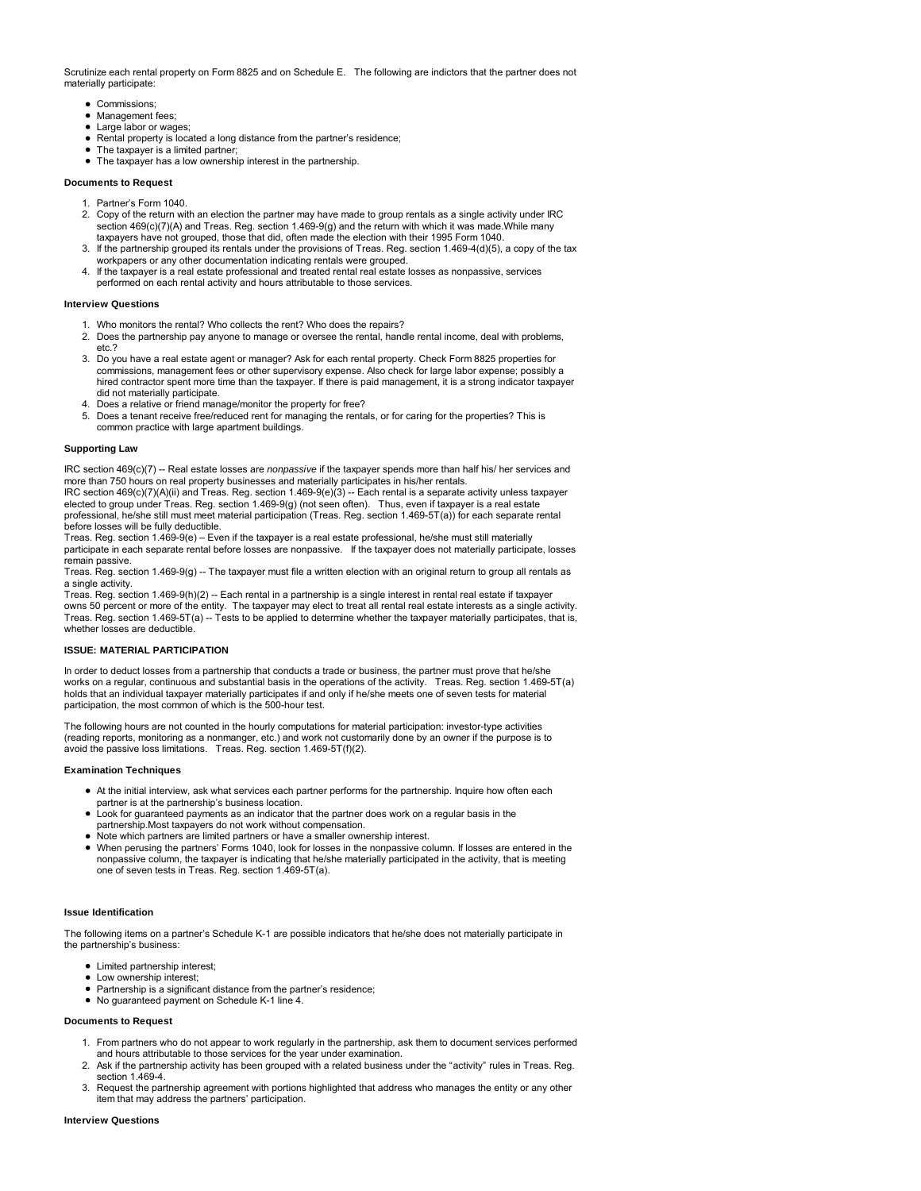Scrutinize each rental property on Form 8825 and on Schedule E. The following are indictors that the partner does not materially participate:

- Commissions;
- Management fees;
- Large labor or wages;
- Rental property is located a long distance from the partner's residence;
- The taxpayer is a limited partner;
- The taxpayer has a low ownership interest in the partnership.

#### Documents to Request

1. Partner's Form 1040.
2. Copy of the return with an election the partner may have made to group rentals as a single activity under IRC section 469(c)(7)(A) and Treas. Reg. section 1.469-9(g) and the return with which it was made.While many taxpayers have not grouped, those that did, often made the election with their 1995 Form 1040.
3. If the partnership grouped its rentals under the provisions of Treas. Reg. section 1.469-4(d)(5), a copy of the tax workpapers or any other documentation indicating rentals were grouped.
4. If the taxpayer is a real estate professional and treated rental real estate losses as nonpassive, services performed on each rental activity and hours attributable to those services.

#### Interview Questions

1. Who monitors the rental? Who collects the rent? Who does the repairs?
2. Does the partnership pay anyone to manage or oversee the rental, handle rental income, deal with problems, etc.?
3. Do you have a real estate agent or manager? Ask for each rental property. Check Form 8825 properties for commissions, management fees or other supervisory expense. Also check for large labor expense; possibly a hired contractor spent more time than the taxpayer. If there is paid management, it is a strong indicator taxpayer did not materially participate.
4. Does a relative or friend manage/monitor the property for free?
5. Does a tenant receive free/reduced rent for managing the rentals, or for caring for the properties? This is common practice with large apartment buildings.

#### Supporting Law

IRC section 469(c)(7) -- Real estate losses are *nonpassive* if the taxpayer spends more than half his/ her services and more than 750 hours on real property businesses and materially participates in his/her rentals.
IRC section 469(c)(7)(A)(ii) and Treas. Reg. section 1.469-9(e)(3) -- Each rental is a separate activity unless taxpayer elected to group under Treas. Reg. section 1.469-9(g) (not seen often). Thus, even if taxpayer is a real estate professional, he/she still must meet material participation (Treas. Reg. section 1.469-5T(a)) for each separate rental before losses will be fully deductible.
Treas. Reg. section 1.469-9(e) – Even if the taxpayer is a real estate professional, he/she must still materially participate in each separate rental before losses are nonpassive. If the taxpayer does not materially participate, losses remain passive.
Treas. Reg. section 1.469-9(g) -- The taxpayer must file a written election with an original return to group all rentals as a single activity.
Treas. Reg. section 1.469-9(h)(2) -- Each rental in a partnership is a single interest in rental real estate if taxpayer owns 50 percent or more of the entity. The taxpayer may elect to treat all rental real estate interests as a single activity.
Treas. Reg. section 1.469-5T(a) -- Tests to be applied to determine whether the taxpayer materially participates, that is, whether losses are deductible.

#### ISSUE: MATERIAL PARTICIPATION

In order to deduct losses from a partnership that conducts a trade or business, the partner must prove that he/she works on a regular, continuous and substantial basis in the operations of the activity. Treas. Reg. section 1.469-5T(a) holds that an individual taxpayer materially participates if and only if he/she meets one of seven tests for material participation, the most common of which is the 500-hour test.

The following hours are not counted in the hourly computations for material participation: investor-type activities (reading reports, monitoring as a nonmanger, etc.) and work not customarily done by an owner if the purpose is to avoid the passive loss limitations. Treas. Reg. section 1.469-5T(f)(2).

#### Examination Techniques

- At the initial interview, ask what services each partner performs for the partnership. Inquire how often each partner is at the partnership's business location.
- Look for guaranteed payments as an indicator that the partner does work on a regular basis in the partnership.Most taxpayers do not work without compensation.
- Note which partners are limited partners or have a smaller ownership interest.
- When perusing the partners' Forms 1040, look for losses in the nonpassive column. If losses are entered in the nonpassive column, the taxpayer is indicating that he/she materially participated in the activity, that is meeting one of seven tests in Treas. Reg. section 1.469-5T(a).

#### Issue Identification

The following items on a partner's Schedule K-1 are possible indicators that he/she does not materially participate in the partnership's business:

- Limited partnership interest;
- Low ownership interest;
- Partnership is a significant distance from the partner's residence;
- No guaranteed payment on Schedule K-1 line 4.

#### Documents to Request

1. From partners who do not appear to work regularly in the partnership, ask them to document services performed and hours attributable to those services for the year under examination.
2. Ask if the partnership activity has been grouped with a related business under the "activity" rules in Treas. Reg. section 1.469-4.
3. Request the partnership agreement with portions highlighted that address who manages the entity or any other item that may address the partners' participation.

#### Interview Questions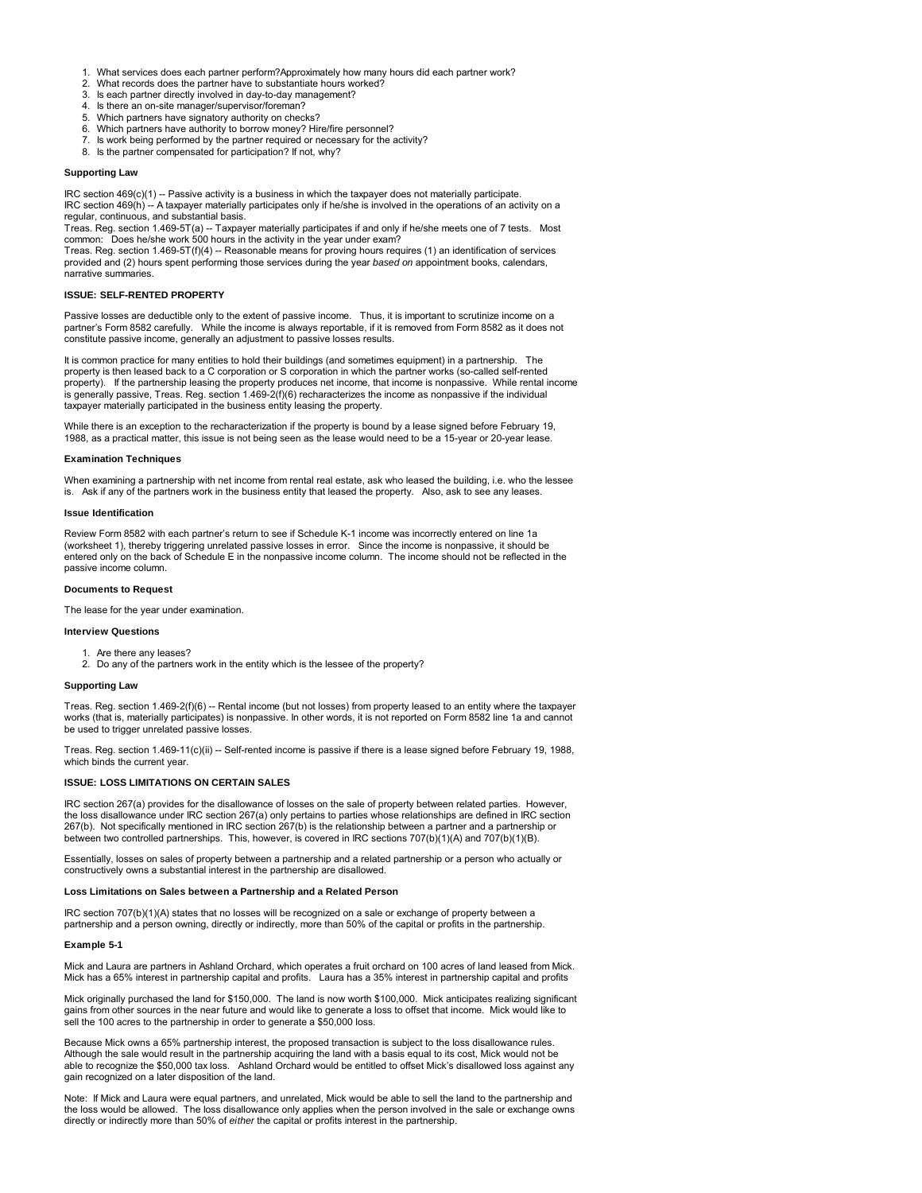1. What services does each partner perform?Approximately how many hours did each partner work?
2. What records does the partner have to substantiate hours worked?
3. Is each partner directly involved in day-to-day management?
4. Is there an on-site manager/supervisor/foreman?
5. Which partners have signatory authority on checks?
6. Which partners have authority to borrow money? Hire/fire personnel?
7. Is work being performed by the partner required or necessary for the activity?
8. Is the partner compensated for participation? If not, why?

#### Supporting Law

IRC section 469(c)(1) -- Passive activity is a business in which the taxpayer does not materially participate.
IRC section 469(h) -- A taxpayer materially participates only if he/she is involved in the operations of an activity on a regular, continuous, and substantial basis.
Treas. Reg. section 1.469-5T(a) -- Taxpayer materially participates if and only if he/she meets one of 7 tests. Most common: Does he/she work 500 hours in the activity in the year under exam?
Treas. Reg. section 1.469-5T(f)(4) -- Reasonable means for proving hours requires (1) an identification of services provided and (2) hours spent performing those services during the year *based on* appointment books, calendars, narrative summaries.

### ISSUE: SELF-RENTED PROPERTY

Passive losses are deductible only to the extent of passive income. Thus, it is important to scrutinize income on a partner's Form 8582 carefully. While the income is always reportable, if it is removed from Form 8582 as it does not constitute passive income, generally an adjustment to passive losses results.

It is common practice for many entities to hold their buildings (and sometimes equipment) in a partnership. The property is then leased back to a C corporation or S corporation in which the partner works (so-called self-rented property). If the partnership leasing the property produces net income, that income is nonpassive. While rental income is generally passive, Treas. Reg. section 1.469-2(f)(6) recharacterizes the income as nonpassive if the individual taxpayer materially participated in the business entity leasing the property.

While there is an exception to the recharacterization if the property is bound by a lease signed before February 19, 1988, as a practical matter, this issue is not being seen as the lease would need to be a 15-year or 20-year lease.

#### Examination Techniques

When examining a partnership with net income from rental real estate, ask who leased the building, i.e. who the lessee is. Ask if any of the partners work in the business entity that leased the property. Also, ask to see any leases.

#### Issue Identification

Review Form 8582 with each partner's return to see if Schedule K-1 income was incorrectly entered on line 1a (worksheet 1), thereby triggering unrelated passive losses in error. Since the income is nonpassive, it should be entered only on the back of Schedule E in the nonpassive income column. The income should not be reflected in the passive income column.

#### Documents to Request

The lease for the year under examination.

#### Interview Questions

1. Are there any leases?
2. Do any of the partners work in the entity which is the lessee of the property?

#### Supporting Law

Treas. Reg. section 1.469-2(f)(6) -- Rental income (but not losses) from property leased to an entity where the taxpayer works (that is, materially participates) is nonpassive. In other words, it is not reported on Form 8582 line 1a and cannot be used to trigger unrelated passive losses.

Treas. Reg. section 1.469-11(c)(ii) -- Self-rented income is passive if there is a lease signed before February 19, 1988, which binds the current year.

### ISSUE: LOSS LIMITATIONS ON CERTAIN SALES

IRC section 267(a) provides for the disallowance of losses on the sale of property between related parties. However, the loss disallowance under IRC section 267(a) only pertains to parties whose relationships are defined in IRC section 267(b). Not specifically mentioned in IRC section 267(b) is the relationship between a partner and a partnership or between two controlled partnerships. This, however, is covered in IRC sections 707(b)(1)(A) and 707(b)(1)(B).

Essentially, losses on sales of property between a partnership and a related partnership or a person who actually or constructively owns a substantial interest in the partnership are disallowed.

#### Loss Limitations on Sales between a Partnership and a Related Person

IRC section 707(b)(1)(A) states that no losses will be recognized on a sale or exchange of property between a partnership and a person owning, directly or indirectly, more than 50% of the capital or profits in the partnership.

#### Example 5-1

Mick and Laura are partners in Ashland Orchard, which operates a fruit orchard on 100 acres of land leased from Mick. Mick has a 65% interest in partnership capital and profits. Laura has a 35% interest in partnership capital and profits

Mick originally purchased the land for $150,000. The land is now worth $100,000. Mick anticipates realizing significant gains from other sources in the near future and would like to generate a loss to offset that income. Mick would like to sell the 100 acres to the partnership in order to generate a $50,000 loss.

Because Mick owns a 65% partnership interest, the proposed transaction is subject to the loss disallowance rules. Although the sale would result in the partnership acquiring the land with a basis equal to its cost, Mick would not be able to recognize the $50,000 tax loss. Ashland Orchard would be entitled to offset Mick's disallowed loss against any gain recognized on a later disposition of the land.

Note: If Mick and Laura were equal partners, and unrelated, Mick would be able to sell the land to the partnership and the loss would be allowed. The loss disallowance only applies when the person involved in the sale or exchange owns directly or indirectly more than 50% of *either* the capital or profits interest in the partnership.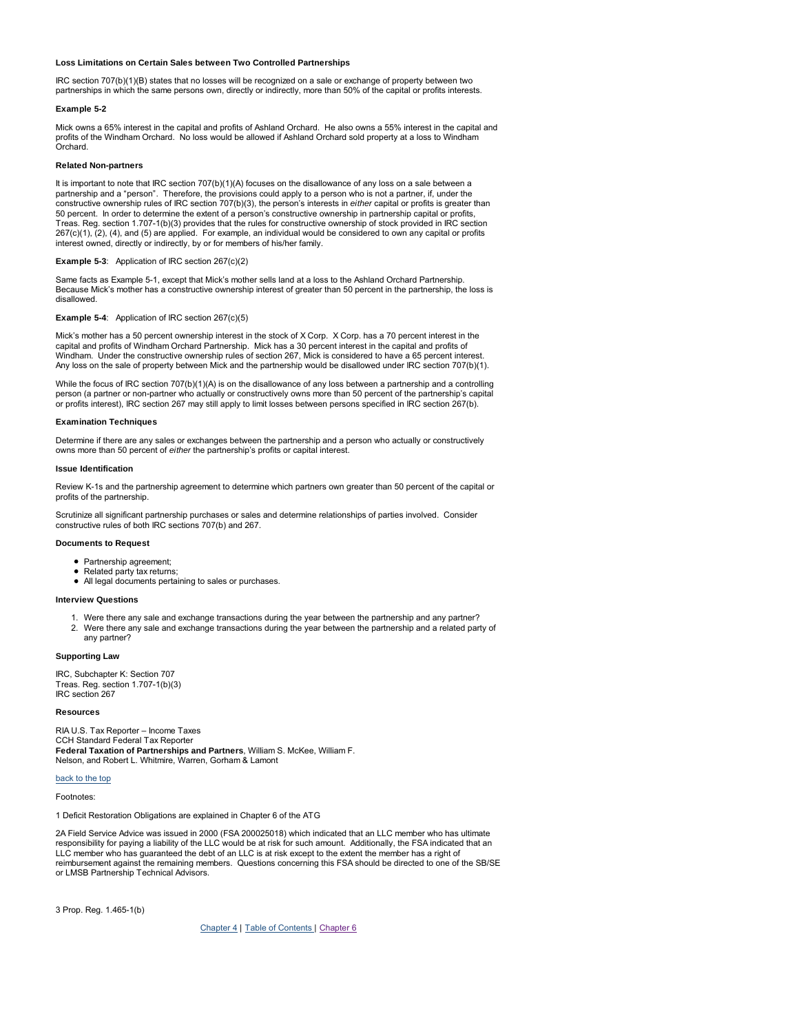### Loss Limitations on Certain Sales between Two Controlled Partnerships

IRC section 707(b)(1)(B) states that no losses will be recognized on a sale or exchange of property between two partnerships in which the same persons own, directly or indirectly, more than 50% of the capital or profits interests.

#### Example 5-2

Mick owns a 65% interest in the capital and profits of Ashland Orchard. He also owns a 55% interest in the capital and profits of the Windham Orchard. No loss would be allowed if Ashland Orchard sold property at a loss to Windham Orchard.

### Related Non-partners

It is important to note that IRC section 707(b)(1)(A) focuses on the disallowance of any loss on a sale between a partnership and a "person". Therefore, the provisions could apply to a person who is not a partner, if, under the constructive ownership rules of IRC section 707(b)(3), the person's interests in *either* capital or profits is greater than 50 percent. In order to determine the extent of a person's constructive ownership in partnership capital or profits, Treas. Reg. section 1.707-1(b)(3) provides that the rules for constructive ownership of stock provided in IRC section 267(c)(1), (2), (4), and (5) are applied. For example, an individual would be considered to own any capital or profits interest owned, directly or indirectly, by or for members of his/her family.

**Example 5-3**: Application of IRC section 267(c)(2)

Same facts as Example 5-1, except that Mick's mother sells land at a loss to the Ashland Orchard Partnership. Because Mick's mother has a constructive ownership interest of greater than 50 percent in the partnership, the loss is disallowed.

**Example 5-4**: Application of IRC section 267(c)(5)

Mick's mother has a 50 percent ownership interest in the stock of X Corp. X Corp. has a 70 percent interest in the capital and profits of Windham Orchard Partnership. Mick has a 30 percent interest in the capital and profits of Windham. Under the constructive ownership rules of section 267, Mick is considered to have a 65 percent interest. Any loss on the sale of property between Mick and the partnership would be disallowed under IRC section 707(b)(1).

While the focus of IRC section 707(b)(1)(A) is on the disallowance of any loss between a partnership and a controlling person (a partner or non-partner who actually or constructively owns more than 50 percent of the partnership's capital or profits interest), IRC section 267 may still apply to limit losses between persons specified in IRC section 267(b).

### Examination Techniques

Determine if there are any sales or exchanges between the partnership and a person who actually or constructively owns more than 50 percent of *either* the partnership's profits or capital interest.

### Issue Identification

Review K-1s and the partnership agreement to determine which partners own greater than 50 percent of the capital or profits of the partnership.

Scrutinize all significant partnership purchases or sales and determine relationships of parties involved. Consider constructive rules of both IRC sections 707(b) and 267.

### Documents to Request

- Partnership agreement;
- Related party tax returns;
- All legal documents pertaining to sales or purchases.

### Interview Questions

1. Were there any sale and exchange transactions during the year between the partnership and any partner?
2. Were there any sale and exchange transactions during the year between the partnership and a related party of any partner?

### Supporting Law

IRC, Subchapter K: Section 707
Treas. Reg. section 1.707-1(b)(3)
IRC section 267

### Resources

RIA U.S. Tax Reporter – Income Taxes
CCH Standard Federal Tax Reporter
**Federal Taxation of Partnerships and Partners**, William S. McKee, William F. Nelson, and Robert L. Whitmire, Warren, Gorham & Lamont

back to the top

Footnotes:

1 Deficit Restoration Obligations are explained in Chapter 6 of the ATG

2A Field Service Advice was issued in 2000 (FSA 200025018) which indicated that an LLC member who has ultimate responsibility for paying a liability of the LLC would be at risk for such amount. Additionally, the FSA indicated that an LLC member who has guaranteed the debt of an LLC is at risk except to the extent the member has a right of reimbursement against the remaining members. Questions concerning this FSA should be directed to one of the SB/SE or LMSB Partnership Technical Advisors.

3 Prop. Reg. 1.465-1(b)

Chapter 4 | Table of Contents | Chapter 6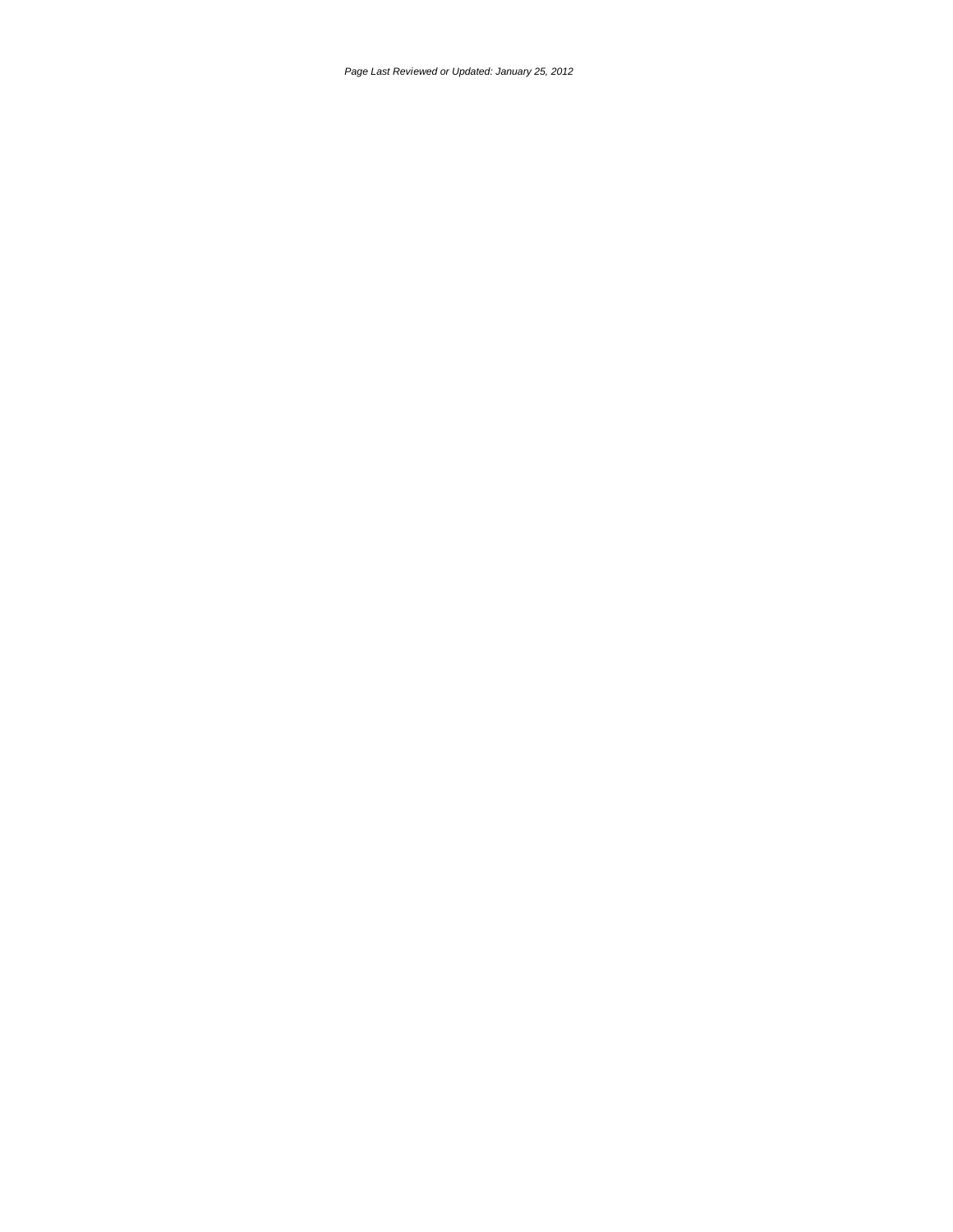*Page Last Reviewed or Updated: January 25, 2012*